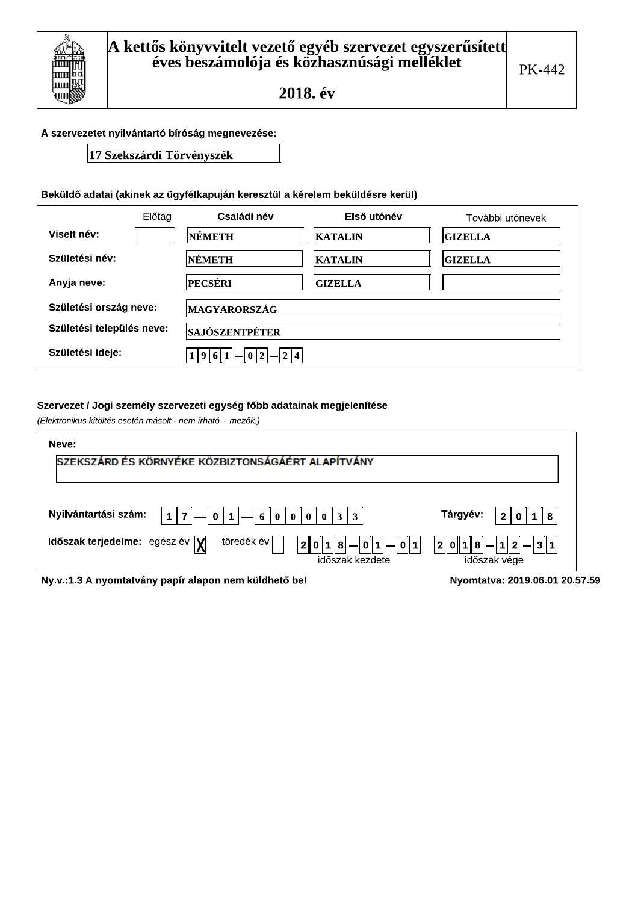# A kettős könyvvitelt vezető egyéb szervezet egyszerűsített éves beszámolója és közhasznúsági melléklet

## 2018. év

PK-442

**A szervezetet nyilvántartó bíróság megnevezése:**

17 Szekszárdi Törvényszék

**Beküldő adatai (akinek az ügyfélkapuján keresztül a kérelem beküldésre kerül)**

| | Előtag | Családi név | Első utónév | További utónevek |
|---|---|---|---|---|
| **Viselt név:** | | NÉMETH | KATALIN | GIZELLA |
| **Születési név:** | | NÉMETH | KATALIN | GIZELLA |
| **Anyja neve:** | | PECSÉRI | GIZELLA | |

**Születési ország neve:** MAGYARORSZÁG

**Születési település neve:** SAJÓSZENTPÉTER

**Születési ideje:** 1961 — 02 — 24

**Szervezet / Jogi személy szervezeti egység főbb adatainak megjelenítése**

*(Elektronikus kitöltés esetén másolt - nem írható - mezők.)*

**Neve:**

SZEKSZÁRD ÉS KÖRNYÉKE KÖZBIZTONSÁGÁÉRT ALAPÍTVÁNY

**Nyilvántartási szám:** 17 — 01 — 6000033

**Tárgyév:** 2018

**Időszak terjedelme:** egész év [X] töredék év [ ]

2018 — 01 — 01 (időszak kezdete) 2018 — 12 — 31 (időszak vége)

**Ny.v.:1.3 A nyomtatvány papír alapon nem küldhető be!**

**Nyomtatva: 2019.06.01 20.57.59**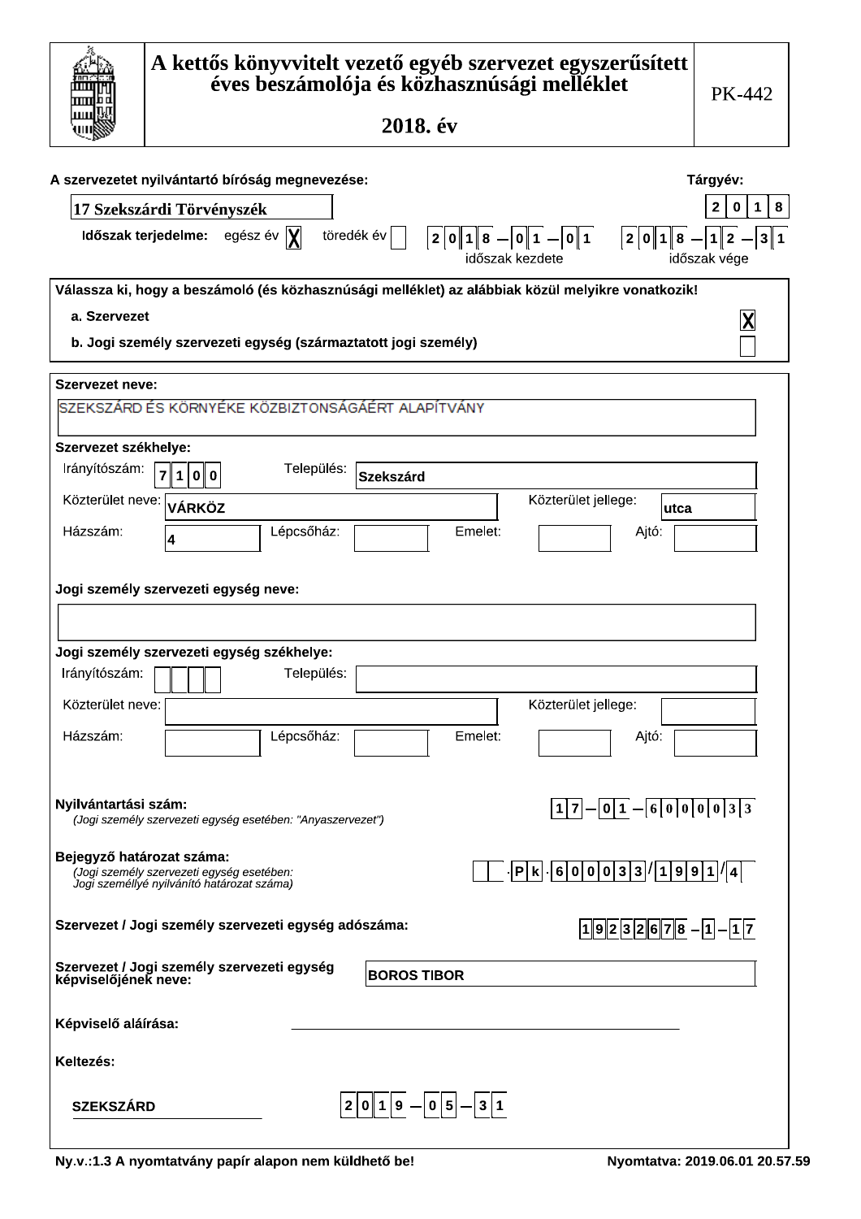# A kettős könyvvitelt vezető egyéb szervezet egyszerűsített éves beszámolója és közhasznúsági melléklet

## 2018. év

PK-442

**A szervezetet nyilvántartó bíróság megnevezése:** 17 Szekszárdi Törvényszék

**Tárgyév:** 2018

**Időszak terjedelme:** egész év [X] töredék év [ ]

2018-01-01 (időszak kezdete) – 2018-12-31 (időszak vége)

**Válassza ki, hogy a beszámoló (és közhasznúsági melléklet) az alábbiak közül melyikre vonatkozik!**

a. Szervezet [X]

b. Jogi személy szervezeti egység (származtatott jogi személy) [ ]

**Szervezet neve:**

SZEKSZÁRD ÉS KÖRNYÉKE KÖZBIZTONSÁGÁÉRT ALAPÍTVÁNY

**Szervezet székhelye:**

Irányítószám: 7100 Település: Szekszárd

Közterület neve: VÁRKÖZ Közterület jellege: utca

Házszám: 4 Lépcsőház: Emelet: Ajtó:

**Jogi személy szervezeti egység neve:**

**Jogi személy szervezeti egység székhelye:**

Irányítószám: Település:

Közterület neve: Közterület jellege:

Házszám: Lépcsőház: Emelet: Ajtó:

**Nyilvántartási szám:** 17-01-6000033

*(Jogi személy szervezeti egység esetében: "Anyaszervezet")*

**Bejegyző határozat száma:** .Pk.600033/1991/4

*(Jogi személy szervezeti egység esetében: Jogi személlyé nyilvánító határozat száma)*

**Szervezet / Jogi személy szervezeti egység adószáma:** 19232678-1-17

**Szervezet / Jogi személy szervezeti egység képviselőjének neve:** BOROS TIBOR

**Képviselő aláírása:**

**Keltezés:**

SZEKSZÁRD 2019-05-31

Ny.v.:1.3 A nyomtatvány papír alapon nem küldhető be!

Nyomtatva: 2019.06.01 20.57.59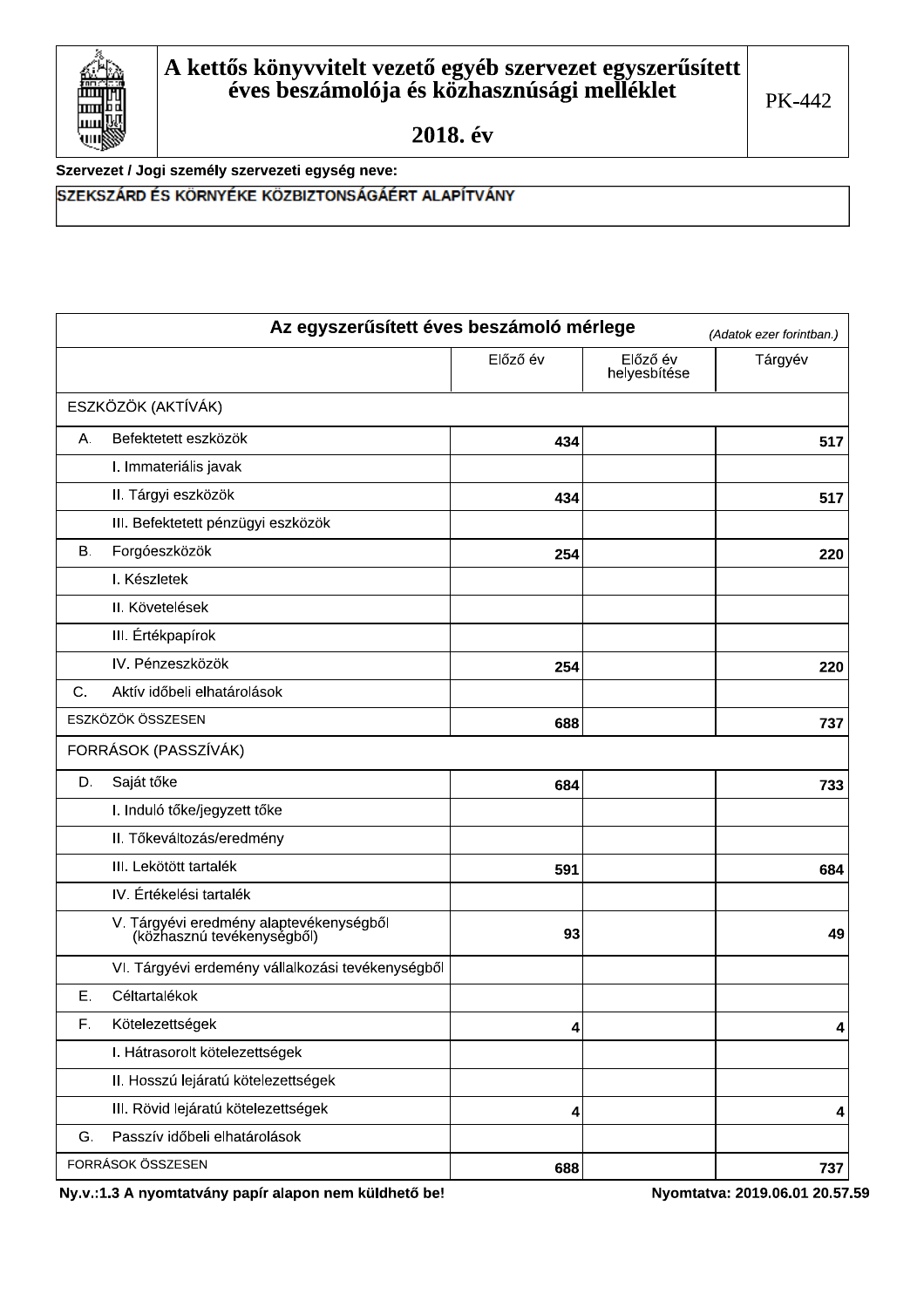# A kettős könyvvitelt vezető egyéb szervezet egyszerűsített éves beszámolója és közhasznúsági melléklet

PK-442

## 2018. év

**Szervezet / Jogi személy szervezeti egység neve:**

SZEKSZÁRD ÉS KÖRNYÉKE KÖZBIZTONSÁGÁÉRT ALAPÍTVÁNY

## Az egyszerűsített éves beszámoló mérlege

*(Adatok ezer forintban.)*

| | Előző év | Előző év helyesbítése | Tárgyév |
|---|---|---|---|
| ESZKÖZÖK (AKTÍVÁK) | | | |
| A. Befektetett eszközök | 434 | | 517 |
| I. Immateriális javak | | | |
| II. Tárgyi eszközök | 434 | | 517 |
| III. Befektetett pénzügyi eszközök | | | |
| B. Forgóeszközök | 254 | | 220 |
| I. Készletek | | | |
| II. Követelések | | | |
| III. Értékpapírok | | | |
| IV. Pénzeszközök | 254 | | 220 |
| C. Aktív időbeli elhatárolások | | | |
| ESZKÖZÖK ÖSSZESEN | 688 | | 737 |
| FORRÁSOK (PASSZÍVÁK) | | | |
| D. Saját tőke | 684 | | 733 |
| I. Induló tőke/jegyzett tőke | | | |
| II. Tőkeváltozás/eredmény | | | |
| III. Lekötött tartalék | 591 | | 684 |
| IV. Értékelési tartalék | | | |
| V. Tárgyévi eredmény alaptevékenységből (közhasznú tevékenységből) | 93 | | 49 |
| VI. Tárgyévi erdemény vállalkozási tevékenységből | | | |
| E. Céltartalékok | | | |
| F. Kötelezettségek | 4 | | 4 |
| I. Hátrasorolt kötelezettségek | | | |
| II. Hosszú lejáratú kötelezettségek | | | |
| III. Rövid lejáratú kötelezettségek | 4 | | 4 |
| G. Passzív időbeli elhatárolások | | | |
| FORRÁSOK ÖSSZESEN | 688 | | 737 |

**Ny.v.:1.3 A nyomtatvány papír alapon nem küldhető be!** **Nyomtatva: 2019.06.01 20.57.59**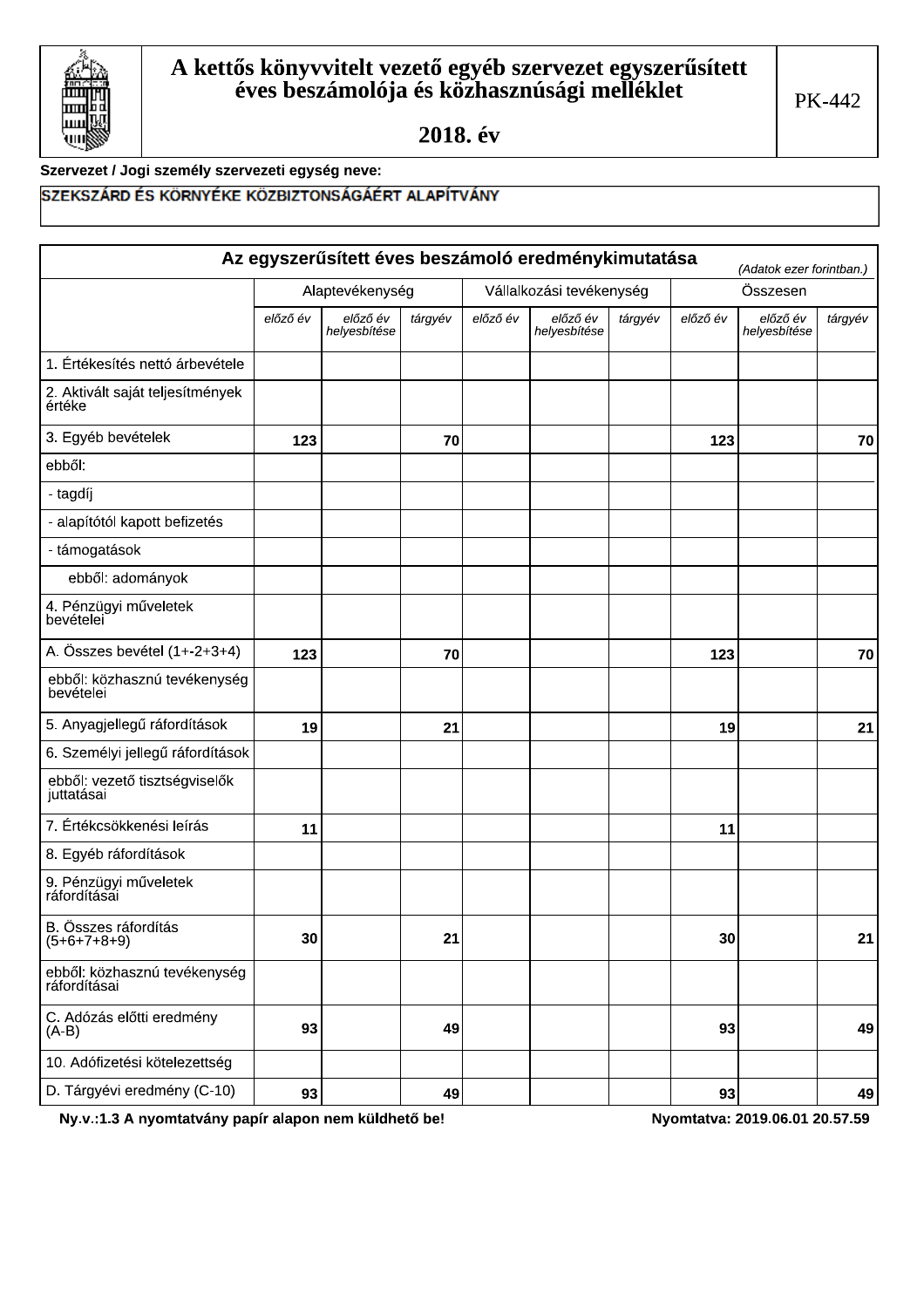# A kettős könyvvitelt vezető egyéb szervezet egyszerűsített éves beszámolója és közhasznúsági melléklet

PK-442

**2018. év**

**Szervezet / Jogi személy szervezeti egység neve:**

SZEKSZÁRD ÉS KÖRNYÉKE KÖZBIZTONSÁGÁÉRT ALAPÍTVÁNY

## Az egyszerűsített éves beszámoló eredménykimutatása

*(Adatok ezer forintban.)*

| | Alaptevékenység | | | Vállalkozási tevékenység | | | Összesen | | |
|---|---|---|---|---|---|---|---|---|---|
| | *előző év* | *előző év helyesbítése* | *tárgyév* | *előző év* | *előző év helyesbítése* | *tárgyév* | *előző év* | *előző év helyesbítése* | *tárgyév* |
| 1. Értékesítés nettó árbevétele | | | | | | | | | |
| 2. Aktivált saját teljesítmények értéke | | | | | | | | | |
| 3. Egyéb bevételek | 123 | | 70 | | | | 123 | | 70 |
| ebből: | | | | | | | | | |
| - tagdíj | | | | | | | | | |
| - alapítótól kapott befizetés | | | | | | | | | |
| - támogatások | | | | | | | | | |
| ebből: adományok | | | | | | | | | |
| 4. Pénzügyi műveletek bevételei | | | | | | | | | |
| A. Összes bevétel (1+-2+3+4) | 123 | | 70 | | | | 123 | | 70 |
| ebből: közhasznú tevékenység bevételei | | | | | | | | | |
| 5. Anyagjellegű ráfordítások | 19 | | 21 | | | | 19 | | 21 |
| 6. Személyi jellegű ráfordítások | | | | | | | | | |
| ebből: vezető tisztségviselők juttatásai | | | | | | | | | |
| 7. Értékcsökkenési leírás | 11 | | | | | | 11 | | |
| 8. Egyéb ráfordítások | | | | | | | | | |
| 9. Pénzügyi műveletek ráfordításai | | | | | | | | | |
| B. Összes ráfordítás (5+6+7+8+9) | 30 | | 21 | | | | 30 | | 21 |
| ebből: közhasznú tevékenység ráfordításai | | | | | | | | | |
| C. Adózás előtti eredmény (A-B) | 93 | | 49 | | | | 93 | | 49 |
| 10. Adófizetési kötelezettség | | | | | | | | | |
| D. Tárgyévi eredmény (C-10) | 93 | | 49 | | | | 93 | | 49 |

**Ny.v.:1.3 A nyomtatvány papír alapon nem küldhető be!** **Nyomtatva: 2019.06.01 20.57.59**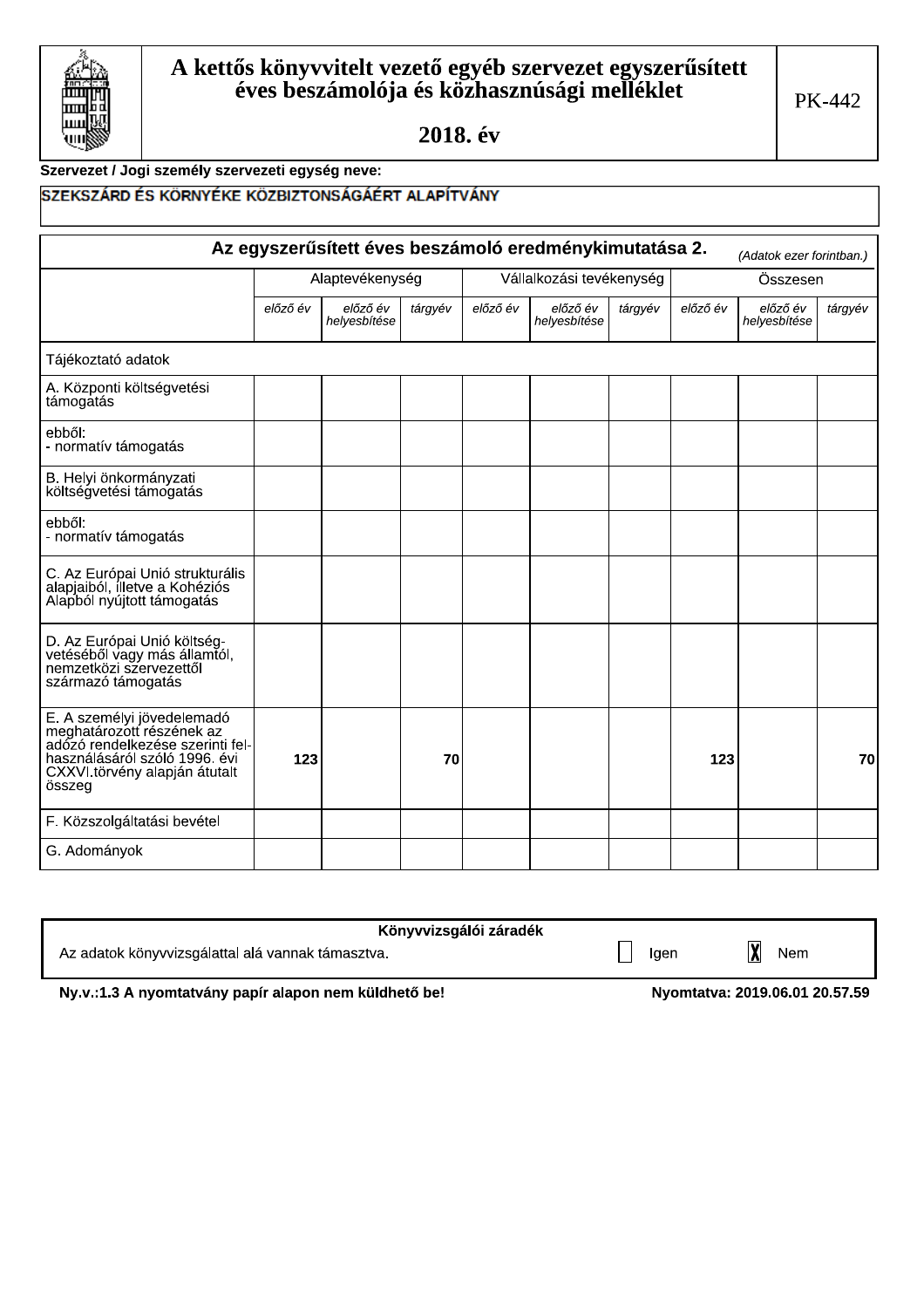# A kettős könyvvitelt vezető egyéb szervezet egyszerűsített éves beszámolója és közhasznúsági melléklet

## 2018. év

PK-442

**Szervezet / Jogi személy szervezeti egység neve:**

SZEKSZÁRD ÉS KÖRNYÉKE KÖZBIZTONSÁGÁÉRT ALAPÍTVÁNY

### Az egyszerűsített éves beszámoló eredménykimutatása 2.

*(Adatok ezer forintban.)*

| | Alaptevékenység | | | Vállalkozási tevékenység | | | Összesen | | |
|---|---|---|---|---|---|---|---|---|---|
| | *előző év* | *előző év helyesbítése* | *tárgyév* | *előző év* | *előző év helyesbítése* | *tárgyév* | *előző év* | *előző év helyesbítése* | *tárgyév* |
| Tájékoztató adatok | | | | | | | | | |
| A. Központi költségvetési támogatás | | | | | | | | | |
| ebből: - normatív támogatás | | | | | | | | | |
| B. Helyi önkormányzati költségvetési támogatás | | | | | | | | | |
| ebből: - normatív támogatás | | | | | | | | | |
| C. Az Európai Unió strukturális alapjaiból, illetve a Kohéziós Alapból nyújtott támogatás | | | | | | | | | |
| D. Az Európai Unió költségvetéséből vagy más államtól, nemzetközi szervezettől származó támogatás | | | | | | | | | |
| E. A személyi jövedelemadó meghatározott részének az adózó rendelkezése szerinti felhasználásáról szóló 1996. évi CXXVI.törvény alapján átutalt összeg | 123 | | 70 | | | | 123 | | 70 |
| F. Közszolgáltatási bevétel | | | | | | | | | |
| G. Adományok | | | | | | | | | |

| Könyvvizsgálói záradék | | |
|---|---|---|
| Az adatok könyvvizsgálattal alá vannak támasztva. | ☐ Igen | ☒ Nem |

**Ny.v.:1.3 A nyomtatvány papír alapon nem küldhető be!** **Nyomtatva: 2019.06.01 20.57.59**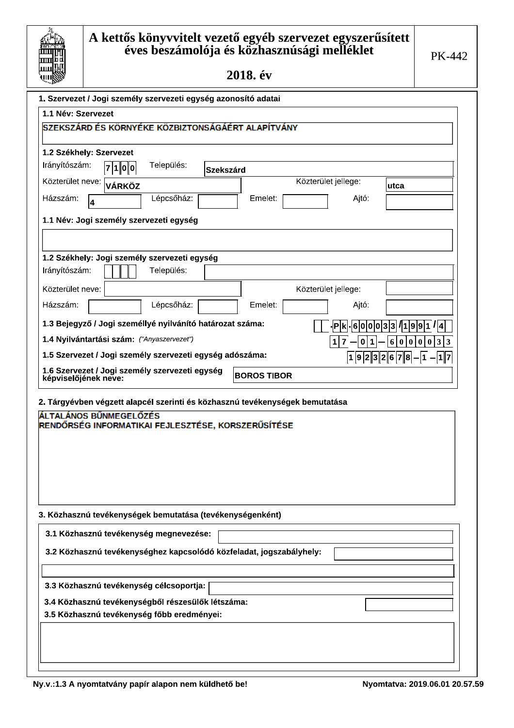# A kettős könyvvitelt vezető egyéb szervezet egyszerűsített éves beszámolója és közhasznúsági melléklet

## 2018. év

PK-442

### 1. Szervezet / Jogi személy szervezeti egység azonosító adatai

**1.1 Név: Szervezet**

SZEKSZÁRD ÉS KÖRNYÉKE KÖZBIZTONSÁGÁÉRT ALAPÍTVÁNY

**1.2 Székhely: Szervezet**

Irányítószám: 7100 Település: Szekszárd

Közterület neve: VÁRKÖZ Közterület jellege: utca

Házszám: 4 Lépcsőház: Emelet: Ajtó:

**1.1 Név: Jogi személy szervezeti egység**

**1.2 Székhely: Jogi személy szervezeti egység**

Irányítószám: Település:

Közterület neve: Közterület jellege:

Házszám: Lépcsőház: Emelet: Ajtó:

**1.3 Bejegyző / Jogi személlyé nyilvánító határozat száma:** .Pk.600033/1991/4

**1.4 Nyilvántartási szám:** *("Anyaszervezet")* 17-01-6000033

**1.5 Szervezet / Jogi személy szervezeti egység adószáma:** 19232678-1-17

**1.6 Szervezet / Jogi személy szervezeti egység képviselőjének neve:** BOROS TIBOR

### 2. Tárgyévben végzett alapcél szerinti és közhasznú tevékenységek bemutatása

ÁLTALÁNOS BŰNMEGELŐZÉS
RENDŐRSÉG INFORMATIKAI FEJLESZTÉSE, KORSZERŰSÍTÉSE

### 3. Közhasznú tevékenységek bemutatása (tevékenységenként)

**3.1 Közhasznú tevékenység megnevezése:**

**3.2 Közhasznú tevékenységhez kapcsolódó közfeladat, jogszabályhely:**

**3.3 Közhasznú tevékenység célcsoportja:**

**3.4 Közhasznú tevékenységből részesülők létszáma:**

**3.5 Közhasznú tevékenység főbb eredményei:**

Ny.v.:1.3 A nyomtatvány papír alapon nem küldhető be! Nyomtatva: 2019.06.01 20.57.59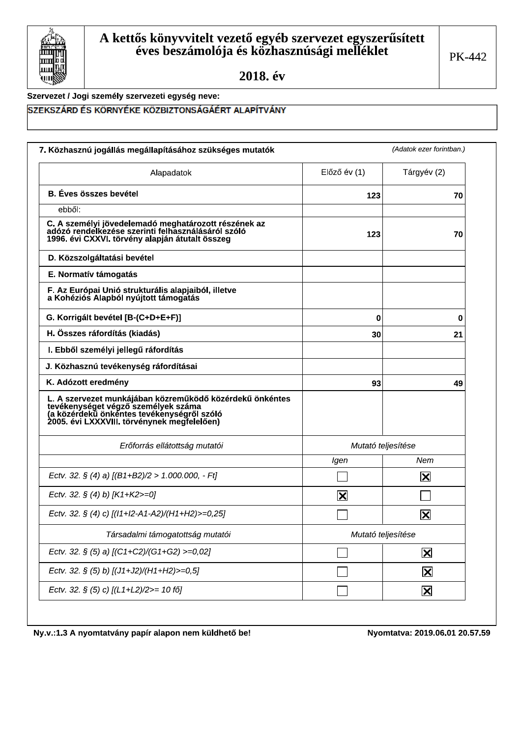# A kettős könyvvitelt vezető egyéb szervezet egyszerűsített éves beszámolója és közhasznúsági melléklet

## 2018. év

PK-442

**Szervezet / Jogi személy szervezeti egység neve:**

SZEKSZÁRD ÉS KÖRNYÉKE KÖZBIZTONSÁGÁÉRT ALAPÍTVÁNY

**7. Közhasznú jogállás megállapításához szükséges mutatók** *(Adatok ezer forintban.)*

| Alapadatok | Előző év (1) | Tárgyév (2) |
|---|---|---|
| **B. Éves összes bevétel** | 123 | 70 |
| ebből: | | |
| **C. A személyi jövedelemadó meghatározott részének az adózó rendelkezése szerinti felhasználásáról szóló 1996. évi CXXVI. törvény alapján átutalt összeg** | 123 | 70 |
| **D. Közszolgáltatási bevétel** | | |
| **E. Normatív támogatás** | | |
| **F. Az Európai Unió strukturális alapjaiból, illetve a Kohéziós Alapból nyújtott támogatás** | | |
| **G. Korrigált bevétel [B-(C+D+E+F)]** | 0 | 0 |
| **H. Összes ráfordítás (kiadás)** | 30 | 21 |
| **I. Ebből személyi jellegű ráfordítás** | | |
| **J. Közhasznú tevékenység ráfordításai** | | |
| **K. Adózott eredmény** | 93 | 49 |
| **L. A szervezet munkájában közreműködő közérdekű önkéntes tevékenységet végző személyek száma (a közérdekű önkéntes tevékenységről szóló 2005. évi LXXXVIII. törvénynek megfelelően)** | | |

| *Erőforrás ellátottság mutatói* | *Mutató teljesítése* | |
|---|---|---|
| | *Igen* | *Nem* |
| *Ectv. 32. § (4) a) [(B1+B2)/2 > 1.000.000, - Ft]* | ☐ | ☒ |
| *Ectv. 32. § (4) b) [K1+K2>=0]* | ☒ | ☐ |
| *Ectv. 32. § (4) c) [(I1+I2-A1-A2)/(H1+H2)>=0,25]* | ☐ | ☒ |

| *Társadalmi támogatottság mutatói* | *Mutató teljesítése* | |
|---|---|---|
| | *Igen* | *Nem* |
| *Ectv. 32. § (5) a) [(C1+C2)/(G1+G2) >=0,02]* | ☐ | ☒ |
| *Ectv. 32. § (5) b) [(J1+J2)/(H1+H2)>=0,5]* | ☐ | ☒ |
| *Ectv. 32. § (5) c) [(L1+L2)/2>= 10 fő]* | ☐ | ☒ |

**Ny.v.:1.3 A nyomtatvány papír alapon nem küldhető be!** **Nyomtatva: 2019.06.01 20.57.59**